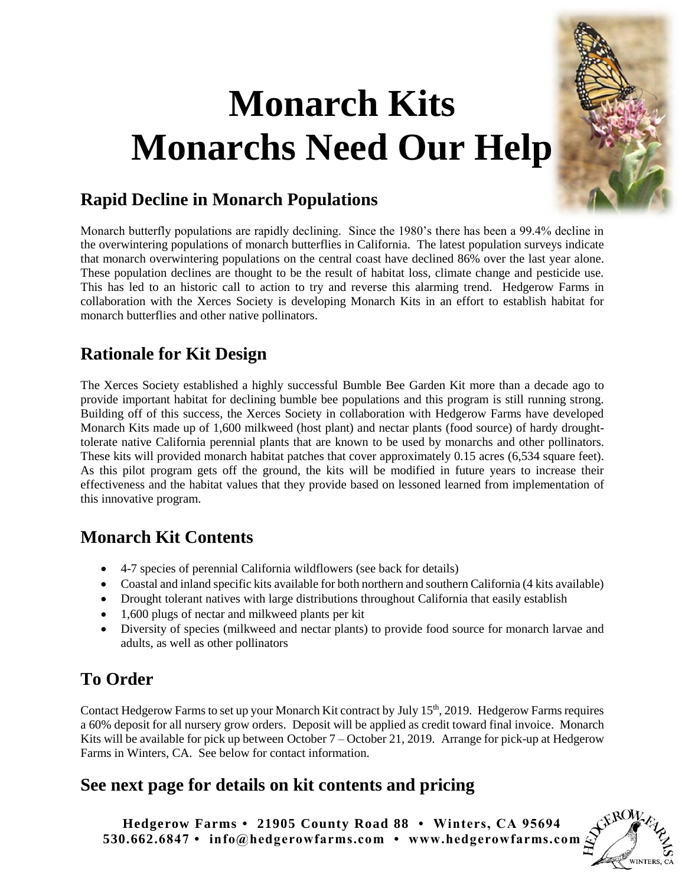# Monarch Kits
# Monarchs Need Our Help

## Rapid Decline in Monarch Populations

Monarch butterfly populations are rapidly declining. Since the 1980's there has been a 99.4% decline in the overwintering populations of monarch butterflies in California. The latest population surveys indicate that monarch overwintering populations on the central coast have declined 86% over the last year alone. These population declines are thought to be the result of habitat loss, climate change and pesticide use. This has led to an historic call to action to try and reverse this alarming trend. Hedgerow Farms in collaboration with the Xerces Society is developing Monarch Kits in an effort to establish habitat for monarch butterflies and other native pollinators.

## Rationale for Kit Design

The Xerces Society established a highly successful Bumble Bee Garden Kit more than a decade ago to provide important habitat for declining bumble bee populations and this program is still running strong. Building off of this success, the Xerces Society in collaboration with Hedgerow Farms have developed Monarch Kits made up of 1,600 milkweed (host plant) and nectar plants (food source) of hardy drought-tolerate native California perennial plants that are known to be used by monarchs and other pollinators. These kits will provided monarch habitat patches that cover approximately 0.15 acres (6,534 square feet). As this pilot program gets off the ground, the kits will be modified in future years to increase their effectiveness and the habitat values that they provide based on lessoned learned from implementation of this innovative program.

## Monarch Kit Contents

- 4-7 species of perennial California wildflowers (see back for details)
- Coastal and inland specific kits available for both northern and southern California (4 kits available)
- Drought tolerant natives with large distributions throughout California that easily establish
- 1,600 plugs of nectar and milkweed plants per kit
- Diversity of species (milkweed and nectar plants) to provide food source for monarch larvae and adults, as well as other pollinators

## To Order

Contact Hedgerow Farms to set up your Monarch Kit contract by July 15th, 2019. Hedgerow Farms requires a 60% deposit for all nursery grow orders. Deposit will be applied as credit toward final invoice. Monarch Kits will be available for pick up between October 7 – October 21, 2019. Arrange for pick-up at Hedgerow Farms in Winters, CA. See below for contact information.

## See next page for details on kit contents and pricing

**Hedgerow Farms • 21905 County Road 88 • Winters, CA 95694**
**530.662.6847 • info@hedgerowfarms.com • www.hedgerowfarms.com**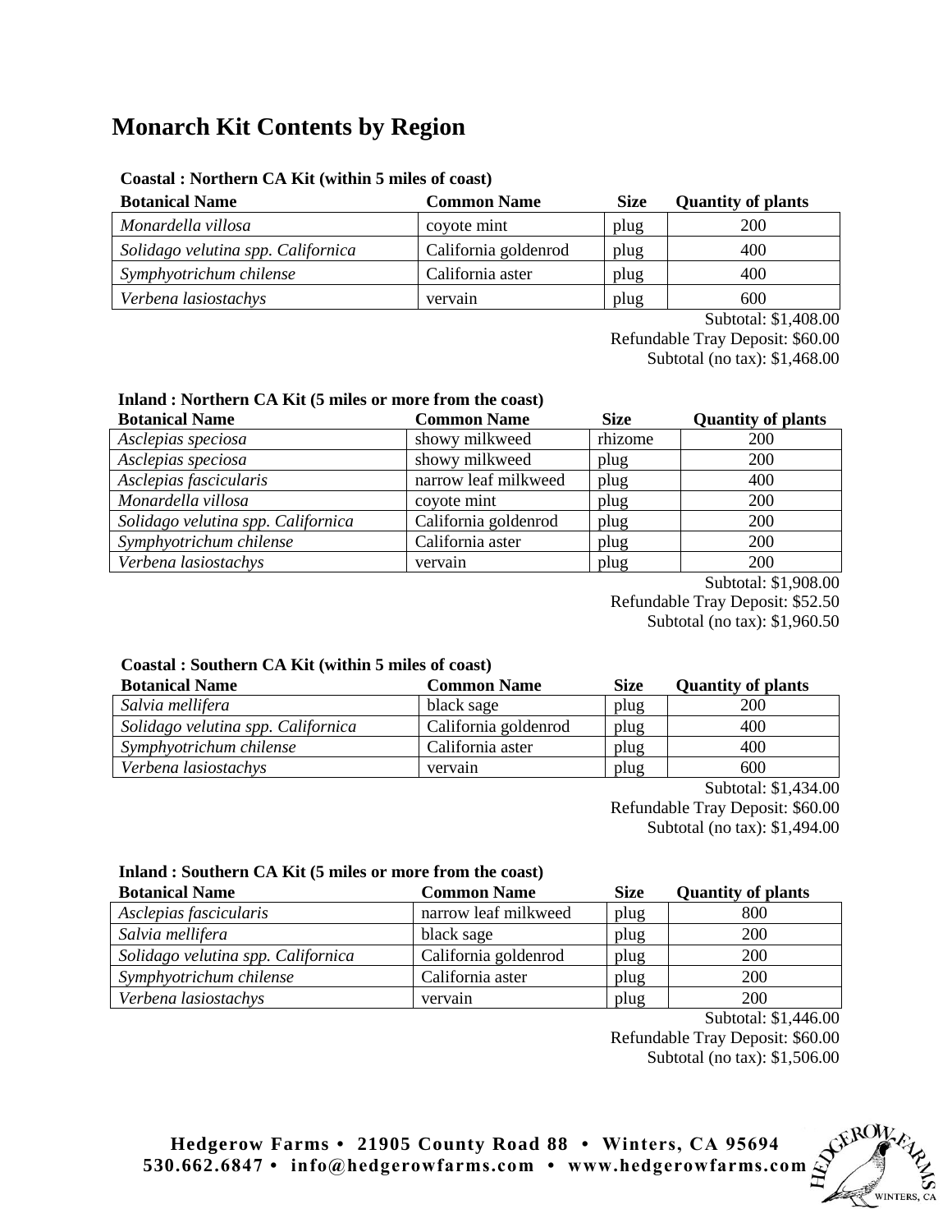# Monarch Kit Contents by Region

**Coastal : Northern CA Kit (within 5 miles of coast)**

| Botanical Name | Common Name | Size | Quantity of plants |
|---|---|---|---|
| *Monardella villosa* | coyote mint | plug | 200 |
| *Solidago velutina spp. Californica* | California goldenrod | plug | 400 |
| *Symphyotrichum chilense* | California aster | plug | 400 |
| *Verbena lasiostachys* | vervain | plug | 600 |

Subtotal: $1,408.00
Refundable Tray Deposit: $60.00
Subtotal (no tax): $1,468.00

**Inland : Northern CA Kit (5 miles or more from the coast)**

| Botanical Name | Common Name | Size | Quantity of plants |
|---|---|---|---|
| *Asclepias speciosa* | showy milkweed | rhizome | 200 |
| *Asclepias speciosa* | showy milkweed | plug | 200 |
| *Asclepias fascicularis* | narrow leaf milkweed | plug | 400 |
| *Monardella villosa* | coyote mint | plug | 200 |
| *Solidago velutina spp. Californica* | California goldenrod | plug | 200 |
| *Symphyotrichum chilense* | California aster | plug | 200 |
| *Verbena lasiostachys* | vervain | plug | 200 |

Subtotal: $1,908.00
Refundable Tray Deposit: $52.50
Subtotal (no tax): $1,960.50

**Coastal : Southern CA Kit (within 5 miles of coast)**

| Botanical Name | Common Name | Size | Quantity of plants |
|---|---|---|---|
| *Salvia mellifera* | black sage | plug | 200 |
| *Solidago velutina spp. Californica* | California goldenrod | plug | 400 |
| *Symphyotrichum chilense* | California aster | plug | 400 |
| *Verbena lasiostachys* | vervain | plug | 600 |

Subtotal: $1,434.00
Refundable Tray Deposit: $60.00
Subtotal (no tax): $1,494.00

**Inland : Southern CA Kit (5 miles or more from the coast)**

| Botanical Name | Common Name | Size | Quantity of plants |
|---|---|---|---|
| *Asclepias fascicularis* | narrow leaf milkweed | plug | 800 |
| *Salvia mellifera* | black sage | plug | 200 |
| *Solidago velutina spp. Californica* | California goldenrod | plug | 200 |
| *Symphyotrichum chilense* | California aster | plug | 200 |
| *Verbena lasiostachys* | vervain | plug | 200 |

Subtotal: $1,446.00
Refundable Tray Deposit: $60.00
Subtotal (no tax): $1,506.00

**Hedgerow Farms • 21905 County Road 88 • Winters, CA 95694**
**530.662.6847 • info@hedgerowfarms.com • www.hedgerowfarms.com**